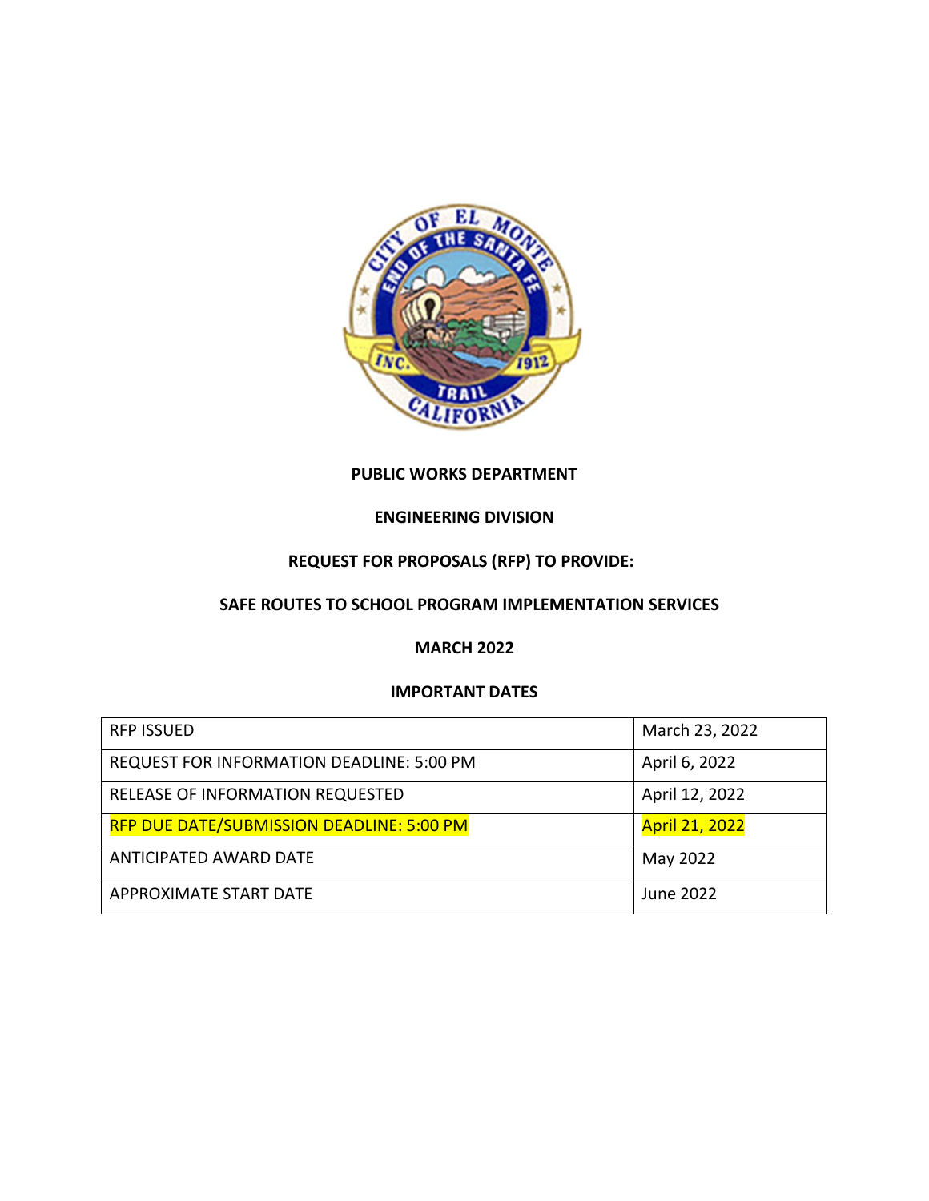**PUBLIC WORKS DEPARTMENT**

**ENGINEERING DIVISION**

**REQUEST FOR PROPOSALS (RFP) TO PROVIDE:**

**SAFE ROUTES TO SCHOOL PROGRAM IMPLEMENTATION SERVICES**

**MARCH 2022**

**IMPORTANT DATES**

| | |
|---|---|
| RFP ISSUED | March 23, 2022 |
| REQUEST FOR INFORMATION DEADLINE: 5:00 PM | April 6, 2022 |
| RELEASE OF INFORMATION REQUESTED | April 12, 2022 |
| RFP DUE DATE/SUBMISSION DEADLINE: 5:00 PM | April 21, 2022 |
| ANTICIPATED AWARD DATE | May 2022 |
| APPROXIMATE START DATE | June 2022 |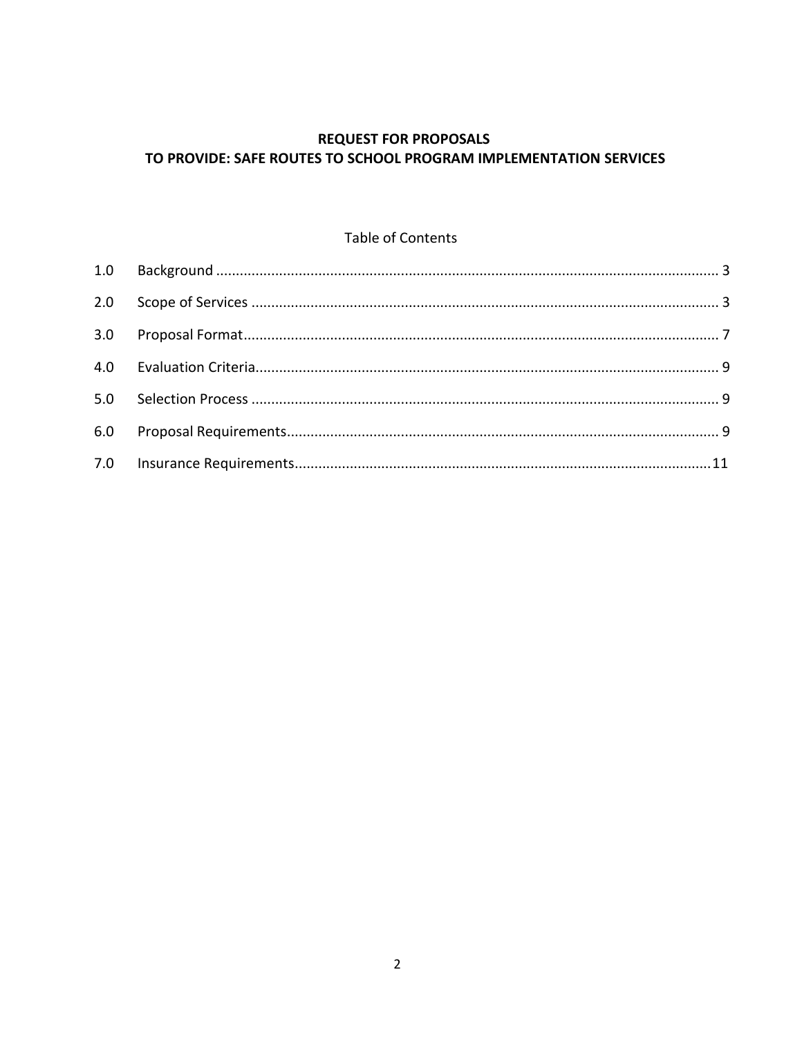**REQUEST FOR PROPOSALS**
**TO PROVIDE: SAFE ROUTES TO SCHOOL PROGRAM IMPLEMENTATION SERVICES**

Table of Contents

| | | |
|---|---|---|
| 1.0 | Background | 3 |
| 2.0 | Scope of Services | 3 |
| 3.0 | Proposal Format | 7 |
| 4.0 | Evaluation Criteria | 9 |
| 5.0 | Selection Process | 9 |
| 6.0 | Proposal Requirements | 9 |
| 7.0 | Insurance Requirements | 11 |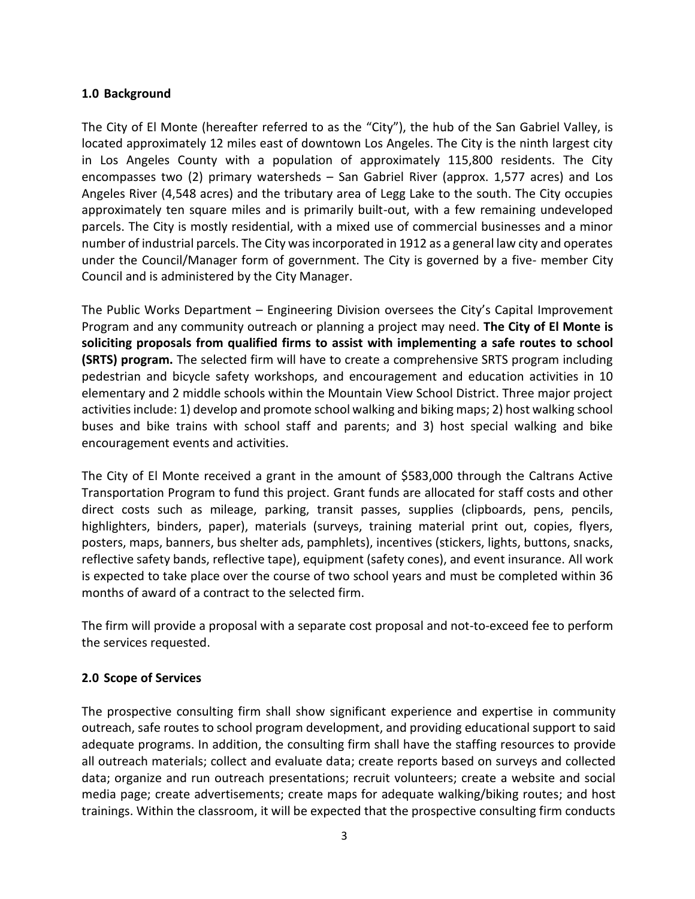## 1.0 Background

The City of El Monte (hereafter referred to as the "City"), the hub of the San Gabriel Valley, is located approximately 12 miles east of downtown Los Angeles. The City is the ninth largest city in Los Angeles County with a population of approximately 115,800 residents. The City encompasses two (2) primary watersheds – San Gabriel River (approx. 1,577 acres) and Los Angeles River (4,548 acres) and the tributary area of Legg Lake to the south. The City occupies approximately ten square miles and is primarily built-out, with a few remaining undeveloped parcels. The City is mostly residential, with a mixed use of commercial businesses and a minor number of industrial parcels. The City was incorporated in 1912 as a general law city and operates under the Council/Manager form of government. The City is governed by a five- member City Council and is administered by the City Manager.

The Public Works Department – Engineering Division oversees the City's Capital Improvement Program and any community outreach or planning a project may need. **The City of El Monte is soliciting proposals from qualified firms to assist with implementing a safe routes to school (SRTS) program.** The selected firm will have to create a comprehensive SRTS program including pedestrian and bicycle safety workshops, and encouragement and education activities in 10 elementary and 2 middle schools within the Mountain View School District. Three major project activities include: 1) develop and promote school walking and biking maps; 2) host walking school buses and bike trains with school staff and parents; and 3) host special walking and bike encouragement events and activities.

The City of El Monte received a grant in the amount of $583,000 through the Caltrans Active Transportation Program to fund this project. Grant funds are allocated for staff costs and other direct costs such as mileage, parking, transit passes, supplies (clipboards, pens, pencils, highlighters, binders, paper), materials (surveys, training material print out, copies, flyers, posters, maps, banners, bus shelter ads, pamphlets), incentives (stickers, lights, buttons, snacks, reflective safety bands, reflective tape), equipment (safety cones), and event insurance. All work is expected to take place over the course of two school years and must be completed within 36 months of award of a contract to the selected firm.

The firm will provide a proposal with a separate cost proposal and not-to-exceed fee to perform the services requested.

## 2.0 Scope of Services

The prospective consulting firm shall show significant experience and expertise in community outreach, safe routes to school program development, and providing educational support to said adequate programs. In addition, the consulting firm shall have the staffing resources to provide all outreach materials; collect and evaluate data; create reports based on surveys and collected data; organize and run outreach presentations; recruit volunteers; create a website and social media page; create advertisements; create maps for adequate walking/biking routes; and host trainings. Within the classroom, it will be expected that the prospective consulting firm conducts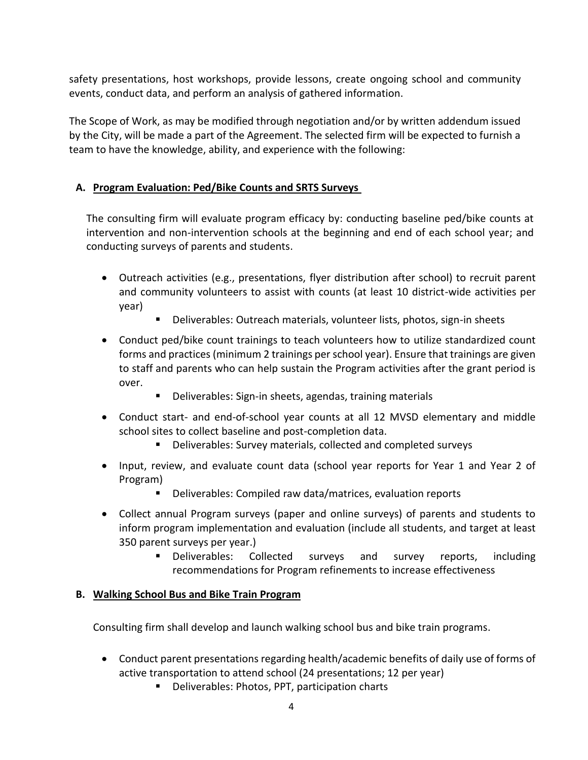safety presentations, host workshops, provide lessons, create ongoing school and community events, conduct data, and perform an analysis of gathered information.

The Scope of Work, as may be modified through negotiation and/or by written addendum issued by the City, will be made a part of the Agreement. The selected firm will be expected to furnish a team to have the knowledge, ability, and experience with the following:

### A. Program Evaluation: Ped/Bike Counts and SRTS Surveys

The consulting firm will evaluate program efficacy by: conducting baseline ped/bike counts at intervention and non-intervention schools at the beginning and end of each school year; and conducting surveys of parents and students.

- Outreach activities (e.g., presentations, flyer distribution after school) to recruit parent and community volunteers to assist with counts (at least 10 district-wide activities per year)
    - Deliverables: Outreach materials, volunteer lists, photos, sign-in sheets
- Conduct ped/bike count trainings to teach volunteers how to utilize standardized count forms and practices (minimum 2 trainings per school year). Ensure that trainings are given to staff and parents who can help sustain the Program activities after the grant period is over.
    - Deliverables: Sign-in sheets, agendas, training materials
- Conduct start- and end-of-school year counts at all 12 MVSD elementary and middle school sites to collect baseline and post-completion data.
    - Deliverables: Survey materials, collected and completed surveys
- Input, review, and evaluate count data (school year reports for Year 1 and Year 2 of Program)
    - Deliverables: Compiled raw data/matrices, evaluation reports
- Collect annual Program surveys (paper and online surveys) of parents and students to inform program implementation and evaluation (include all students, and target at least 350 parent surveys per year.)
    - Deliverables: Collected surveys and survey reports, including recommendations for Program refinements to increase effectiveness

### B. Walking School Bus and Bike Train Program

Consulting firm shall develop and launch walking school bus and bike train programs.

- Conduct parent presentations regarding health/academic benefits of daily use of forms of active transportation to attend school (24 presentations; 12 per year)
    - Deliverables: Photos, PPT, participation charts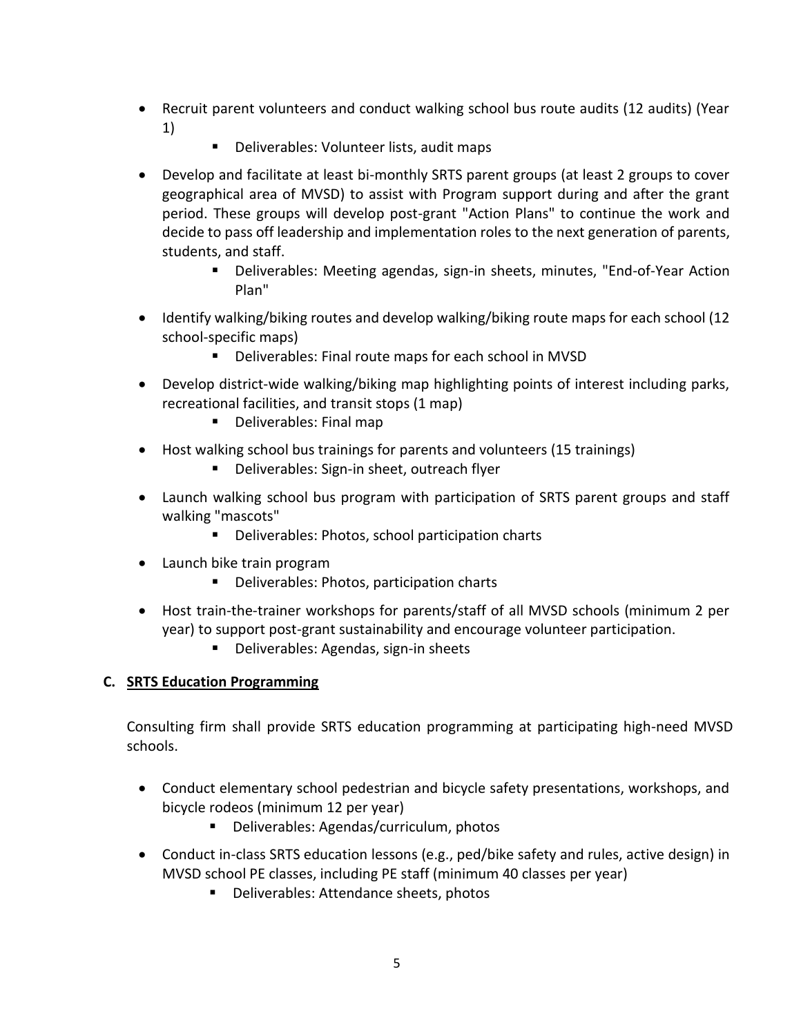- Recruit parent volunteers and conduct walking school bus route audits (12 audits) (Year 1)
    - Deliverables: Volunteer lists, audit maps
- Develop and facilitate at least bi-monthly SRTS parent groups (at least 2 groups to cover geographical area of MVSD) to assist with Program support during and after the grant period. These groups will develop post-grant "Action Plans" to continue the work and decide to pass off leadership and implementation roles to the next generation of parents, students, and staff.
    - Deliverables: Meeting agendas, sign-in sheets, minutes, "End-of-Year Action Plan"
- Identify walking/biking routes and develop walking/biking route maps for each school (12 school-specific maps)
    - Deliverables: Final route maps for each school in MVSD
- Develop district-wide walking/biking map highlighting points of interest including parks, recreational facilities, and transit stops (1 map)
    - Deliverables: Final map
- Host walking school bus trainings for parents and volunteers (15 trainings)
    - Deliverables: Sign-in sheet, outreach flyer
- Launch walking school bus program with participation of SRTS parent groups and staff walking "mascots"
    - Deliverables: Photos, school participation charts
- Launch bike train program
    - Deliverables: Photos, participation charts
- Host train-the-trainer workshops for parents/staff of all MVSD schools (minimum 2 per year) to support post-grant sustainability and encourage volunteer participation.
    - Deliverables: Agendas, sign-in sheets

### C. SRTS Education Programming

Consulting firm shall provide SRTS education programming at participating high-need MVSD schools.

- Conduct elementary school pedestrian and bicycle safety presentations, workshops, and bicycle rodeos (minimum 12 per year)
    - Deliverables: Agendas/curriculum, photos
- Conduct in-class SRTS education lessons (e.g., ped/bike safety and rules, active design) in MVSD school PE classes, including PE staff (minimum 40 classes per year)
    - Deliverables: Attendance sheets, photos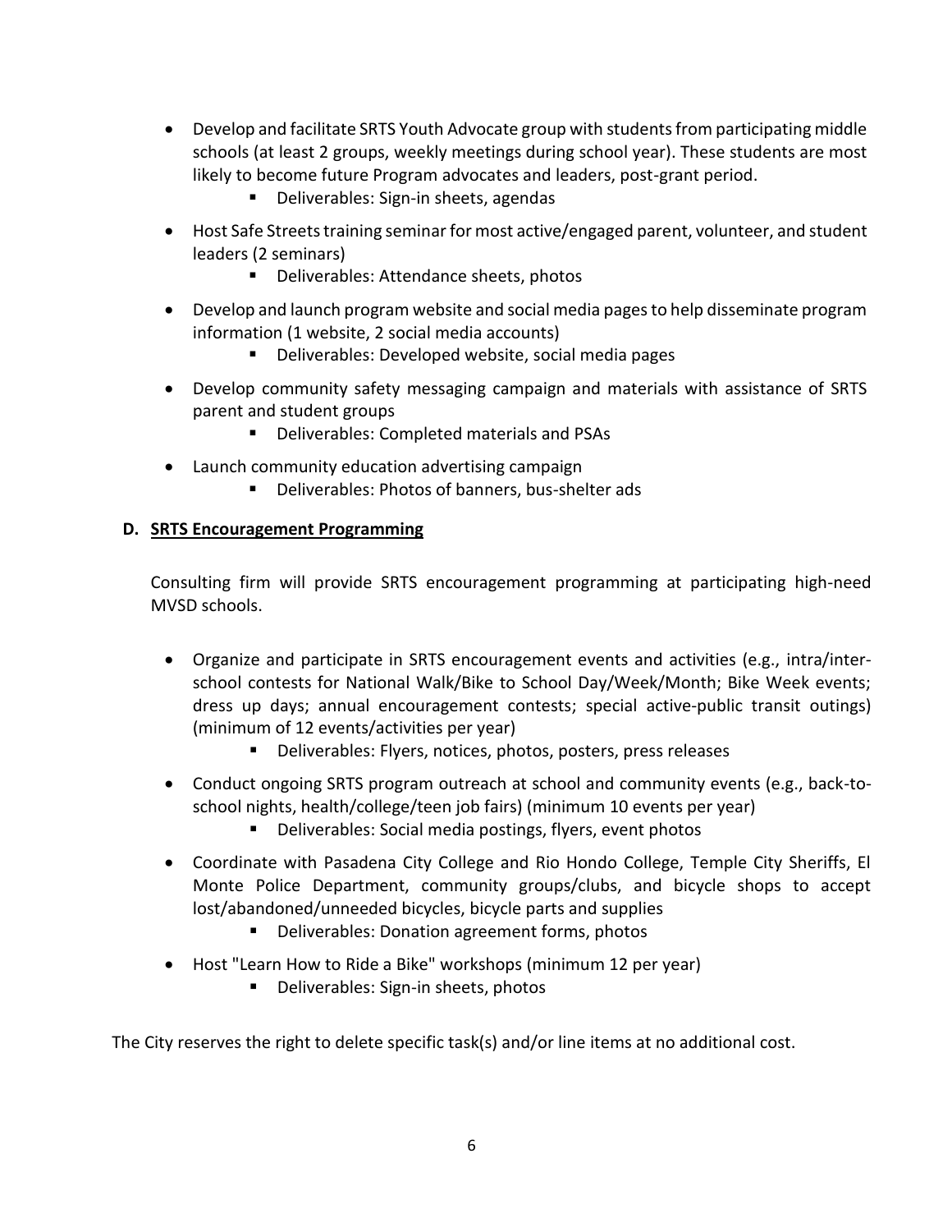- Develop and facilitate SRTS Youth Advocate group with students from participating middle schools (at least 2 groups, weekly meetings during school year). These students are most likely to become future Program advocates and leaders, post-grant period.
    - Deliverables: Sign-in sheets, agendas
- Host Safe Streets training seminar for most active/engaged parent, volunteer, and student leaders (2 seminars)
    - Deliverables: Attendance sheets, photos
- Develop and launch program website and social media pages to help disseminate program information (1 website, 2 social media accounts)
    - Deliverables: Developed website, social media pages
- Develop community safety messaging campaign and materials with assistance of SRTS parent and student groups
    - Deliverables: Completed materials and PSAs
- Launch community education advertising campaign
    - Deliverables: Photos of banners, bus-shelter ads

### D. <u>SRTS Encouragement Programming</u>

Consulting firm will provide SRTS encouragement programming at participating high-need MVSD schools.

- Organize and participate in SRTS encouragement events and activities (e.g., intra/inter-school contests for National Walk/Bike to School Day/Week/Month; Bike Week events; dress up days; annual encouragement contests; special active-public transit outings) (minimum of 12 events/activities per year)
    - Deliverables: Flyers, notices, photos, posters, press releases
- Conduct ongoing SRTS program outreach at school and community events (e.g., back-to-school nights, health/college/teen job fairs) (minimum 10 events per year)
    - Deliverables: Social media postings, flyers, event photos
- Coordinate with Pasadena City College and Rio Hondo College, Temple City Sheriffs, El Monte Police Department, community groups/clubs, and bicycle shops to accept lost/abandoned/unneeded bicycles, bicycle parts and supplies
    - Deliverables: Donation agreement forms, photos
- Host "Learn How to Ride a Bike" workshops (minimum 12 per year)
    - Deliverables: Sign-in sheets, photos

The City reserves the right to delete specific task(s) and/or line items at no additional cost.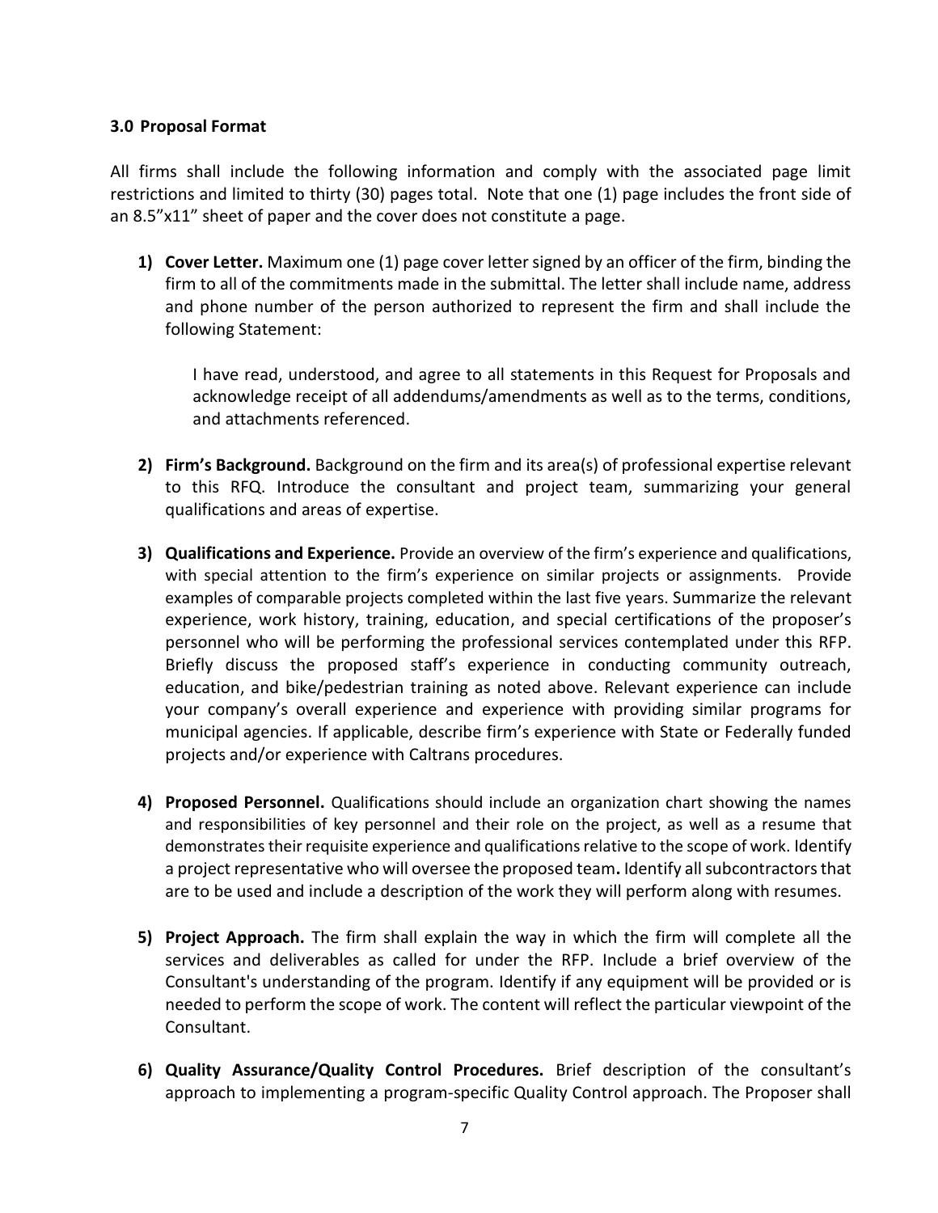### 3.0 Proposal Format

All firms shall include the following information and comply with the associated page limit restrictions and limited to thirty (30) pages total. Note that one (1) page includes the front side of an 8.5"x11" sheet of paper and the cover does not constitute a page.

1) **Cover Letter.** Maximum one (1) page cover letter signed by an officer of the firm, binding the firm to all of the commitments made in the submittal. The letter shall include name, address and phone number of the person authorized to represent the firm and shall include the following Statement:

   I have read, understood, and agree to all statements in this Request for Proposals and acknowledge receipt of all addendums/amendments as well as to the terms, conditions, and attachments referenced.

2) **Firm's Background.** Background on the firm and its area(s) of professional expertise relevant to this RFQ. Introduce the consultant and project team, summarizing your general qualifications and areas of expertise.

3) **Qualifications and Experience.** Provide an overview of the firm's experience and qualifications, with special attention to the firm's experience on similar projects or assignments. Provide examples of comparable projects completed within the last five years. Summarize the relevant experience, work history, training, education, and special certifications of the proposer's personnel who will be performing the professional services contemplated under this RFP. Briefly discuss the proposed staff's experience in conducting community outreach, education, and bike/pedestrian training as noted above. Relevant experience can include your company's overall experience and experience with providing similar programs for municipal agencies. If applicable, describe firm's experience with State or Federally funded projects and/or experience with Caltrans procedures.

4) **Proposed Personnel.** Qualifications should include an organization chart showing the names and responsibilities of key personnel and their role on the project, as well as a resume that demonstrates their requisite experience and qualifications relative to the scope of work. Identify a project representative who will oversee the proposed team**.** Identify all subcontractors that are to be used and include a description of the work they will perform along with resumes.

5) **Project Approach.** The firm shall explain the way in which the firm will complete all the services and deliverables as called for under the RFP. Include a brief overview of the Consultant's understanding of the program. Identify if any equipment will be provided or is needed to perform the scope of work. The content will reflect the particular viewpoint of the Consultant.

6) **Quality Assurance/Quality Control Procedures.** Brief description of the consultant's approach to implementing a program-specific Quality Control approach. The Proposer shall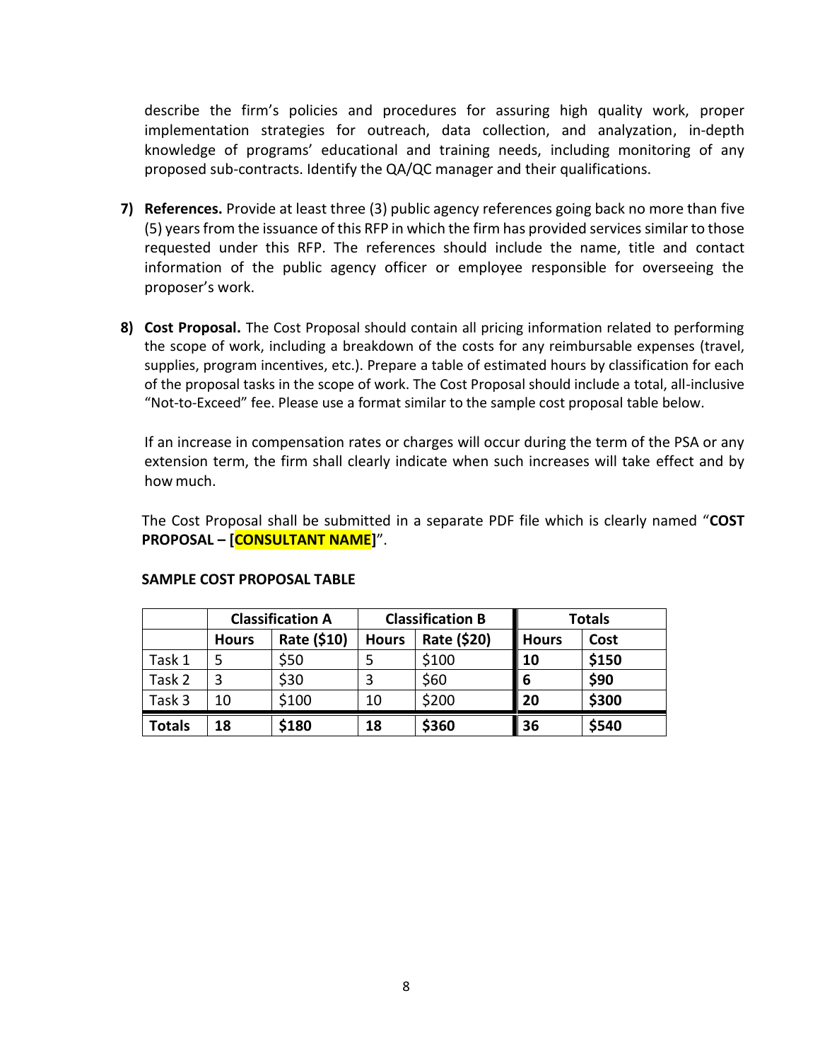describe the firm's policies and procedures for assuring high quality work, proper implementation strategies for outreach, data collection, and analyzation, in-depth knowledge of programs' educational and training needs, including monitoring of any proposed sub-contracts. Identify the QA/QC manager and their qualifications.

7) **References.** Provide at least three (3) public agency references going back no more than five (5) years from the issuance of this RFP in which the firm has provided services similar to those requested under this RFP. The references should include the name, title and contact information of the public agency officer or employee responsible for overseeing the proposer's work.

8) **Cost Proposal.** The Cost Proposal should contain all pricing information related to performing the scope of work, including a breakdown of the costs for any reimbursable expenses (travel, supplies, program incentives, etc.). Prepare a table of estimated hours by classification for each of the proposal tasks in the scope of work. The Cost Proposal should include a total, all-inclusive "Not-to-Exceed" fee. Please use a format similar to the sample cost proposal table below.

   If an increase in compensation rates or charges will occur during the term of the PSA or any extension term, the firm shall clearly indicate when such increases will take effect and by how much.

   The Cost Proposal shall be submitted in a separate PDF file which is clearly named "**COST PROPOSAL – [CONSULTANT NAME]**".

**SAMPLE COST PROPOSAL TABLE**

| | **Classification A** | | **Classification B** | | **Totals** | |
|---|---|---|---|---|---|---|
| | **Hours** | **Rate ($10)** | **Hours** | **Rate ($20)** | **Hours** | **Cost** |
| Task 1 | 5 | $50 | 5 | $100 | **10** | **$150** |
| Task 2 | 3 | $30 | 3 | $60 | **6** | **$90** |
| Task 3 | 10 | $100 | 10 | $200 | **20** | **$300** |
| **Totals** | **18** | **$180** | **18** | **$360** | **36** | **$540** |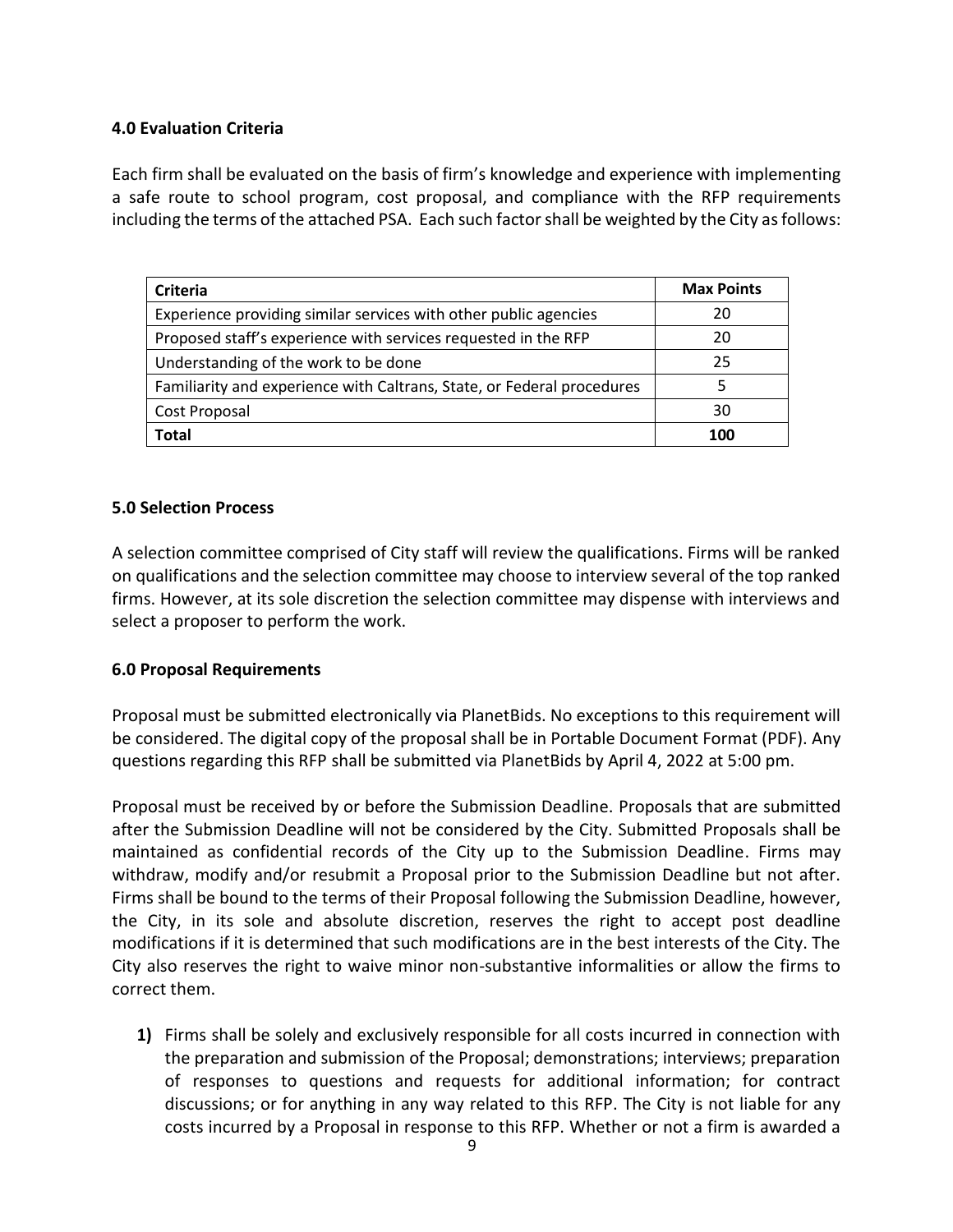### 4.0 Evaluation Criteria

Each firm shall be evaluated on the basis of firm's knowledge and experience with implementing a safe route to school program, cost proposal, and compliance with the RFP requirements including the terms of the attached PSA. Each such factor shall be weighted by the City as follows:

| Criteria | Max Points |
|---|---|
| Experience providing similar services with other public agencies | 20 |
| Proposed staff's experience with services requested in the RFP | 20 |
| Understanding of the work to be done | 25 |
| Familiarity and experience with Caltrans, State, or Federal procedures | 5 |
| Cost Proposal | 30 |
| **Total** | **100** |

### 5.0 Selection Process

A selection committee comprised of City staff will review the qualifications. Firms will be ranked on qualifications and the selection committee may choose to interview several of the top ranked firms. However, at its sole discretion the selection committee may dispense with interviews and select a proposer to perform the work.

### 6.0 Proposal Requirements

Proposal must be submitted electronically via PlanetBids. No exceptions to this requirement will be considered. The digital copy of the proposal shall be in Portable Document Format (PDF). Any questions regarding this RFP shall be submitted via PlanetBids by April 4, 2022 at 5:00 pm.

Proposal must be received by or before the Submission Deadline. Proposals that are submitted after the Submission Deadline will not be considered by the City. Submitted Proposals shall be maintained as confidential records of the City up to the Submission Deadline. Firms may withdraw, modify and/or resubmit a Proposal prior to the Submission Deadline but not after. Firms shall be bound to the terms of their Proposal following the Submission Deadline, however, the City, in its sole and absolute discretion, reserves the right to accept post deadline modifications if it is determined that such modifications are in the best interests of the City. The City also reserves the right to waive minor non-substantive informalities or allow the firms to correct them.

1) Firms shall be solely and exclusively responsible for all costs incurred in connection with the preparation and submission of the Proposal; demonstrations; interviews; preparation of responses to questions and requests for additional information; for contract discussions; or for anything in any way related to this RFP. The City is not liable for any costs incurred by a Proposal in response to this RFP. Whether or not a firm is awarded a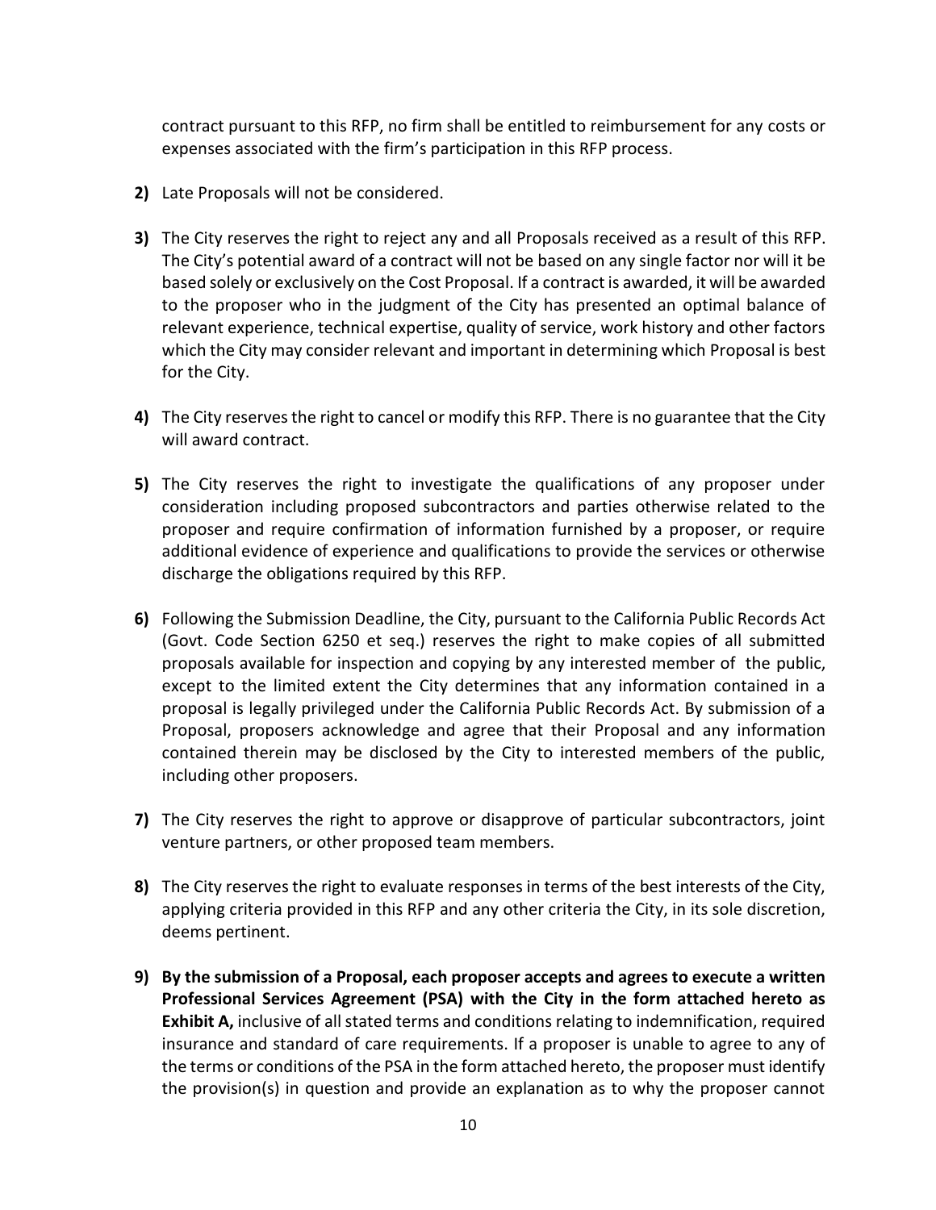contract pursuant to this RFP, no firm shall be entitled to reimbursement for any costs or expenses associated with the firm's participation in this RFP process.

**2)** Late Proposals will not be considered.

**3)** The City reserves the right to reject any and all Proposals received as a result of this RFP. The City's potential award of a contract will not be based on any single factor nor will it be based solely or exclusively on the Cost Proposal. If a contract is awarded, it will be awarded to the proposer who in the judgment of the City has presented an optimal balance of relevant experience, technical expertise, quality of service, work history and other factors which the City may consider relevant and important in determining which Proposal is best for the City.

**4)** The City reserves the right to cancel or modify this RFP. There is no guarantee that the City will award contract.

**5)** The City reserves the right to investigate the qualifications of any proposer under consideration including proposed subcontractors and parties otherwise related to the proposer and require confirmation of information furnished by a proposer, or require additional evidence of experience and qualifications to provide the services or otherwise discharge the obligations required by this RFP.

**6)** Following the Submission Deadline, the City, pursuant to the California Public Records Act (Govt. Code Section 6250 et seq.) reserves the right to make copies of all submitted proposals available for inspection and copying by any interested member of the public, except to the limited extent the City determines that any information contained in a proposal is legally privileged under the California Public Records Act. By submission of a Proposal, proposers acknowledge and agree that their Proposal and any information contained therein may be disclosed by the City to interested members of the public, including other proposers.

**7)** The City reserves the right to approve or disapprove of particular subcontractors, joint venture partners, or other proposed team members.

**8)** The City reserves the right to evaluate responses in terms of the best interests of the City, applying criteria provided in this RFP and any other criteria the City, in its sole discretion, deems pertinent.

**9)** **By the submission of a Proposal, each proposer accepts and agrees to execute a written Professional Services Agreement (PSA) with the City in the form attached hereto as Exhibit A,** inclusive of all stated terms and conditions relating to indemnification, required insurance and standard of care requirements. If a proposer is unable to agree to any of the terms or conditions of the PSA in the form attached hereto, the proposer must identify the provision(s) in question and provide an explanation as to why the proposer cannot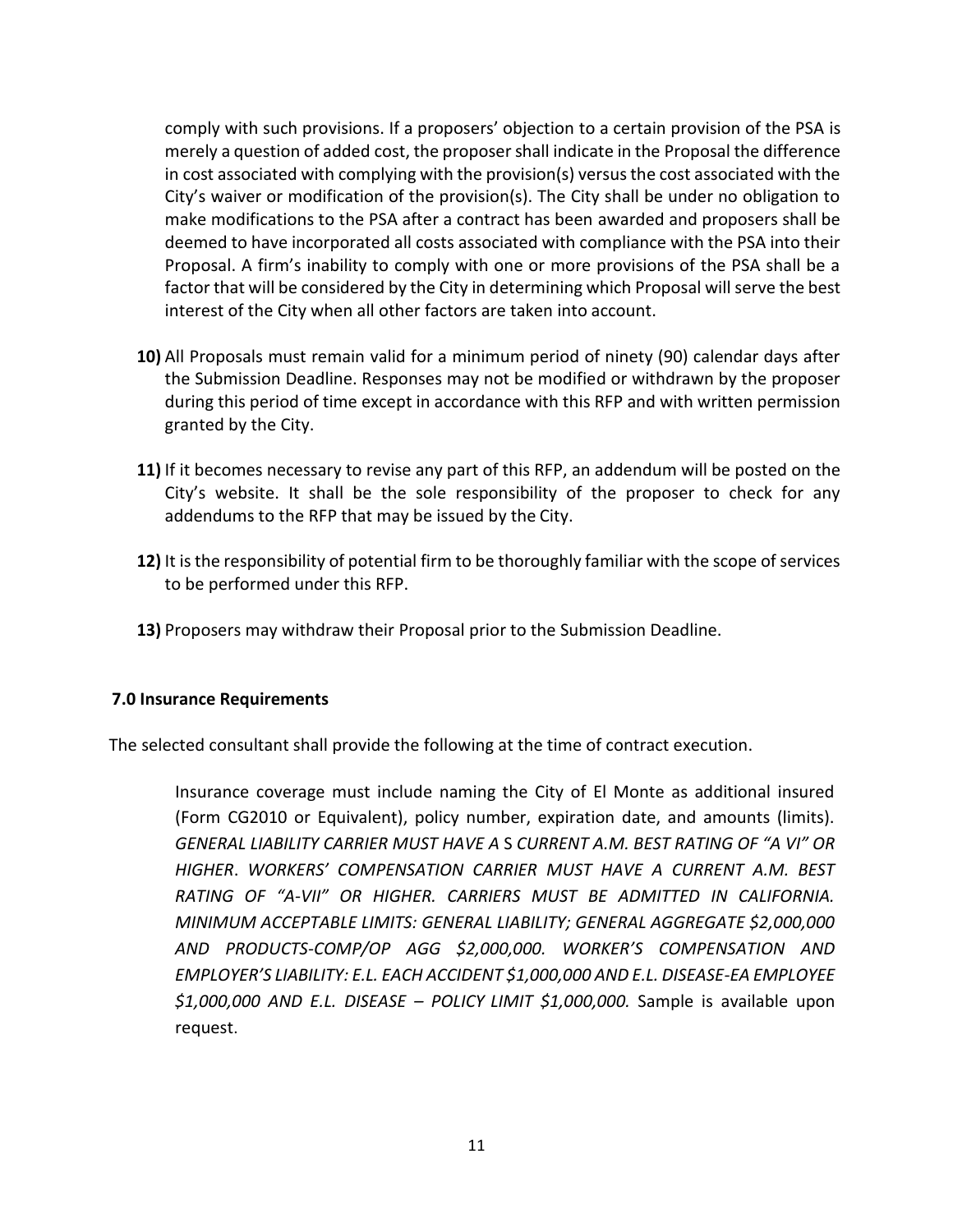comply with such provisions. If a proposers' objection to a certain provision of the PSA is merely a question of added cost, the proposer shall indicate in the Proposal the difference in cost associated with complying with the provision(s) versus the cost associated with the City's waiver or modification of the provision(s). The City shall be under no obligation to make modifications to the PSA after a contract has been awarded and proposers shall be deemed to have incorporated all costs associated with compliance with the PSA into their Proposal. A firm's inability to comply with one or more provisions of the PSA shall be a factor that will be considered by the City in determining which Proposal will serve the best interest of the City when all other factors are taken into account.

**10)** All Proposals must remain valid for a minimum period of ninety (90) calendar days after the Submission Deadline. Responses may not be modified or withdrawn by the proposer during this period of time except in accordance with this RFP and with written permission granted by the City.

**11)** If it becomes necessary to revise any part of this RFP, an addendum will be posted on the City's website. It shall be the sole responsibility of the proposer to check for any addendums to the RFP that may be issued by the City.

**12)** It is the responsibility of potential firm to be thoroughly familiar with the scope of services to be performed under this RFP.

**13)** Proposers may withdraw their Proposal prior to the Submission Deadline.

### 7.0 Insurance Requirements

The selected consultant shall provide the following at the time of contract execution.

Insurance coverage must include naming the City of El Monte as additional insured (Form CG2010 or Equivalent), policy number, expiration date, and amounts (limits). *GENERAL LIABILITY CARRIER MUST HAVE A* S *CURRENT A.M. BEST RATING OF "A VI" OR HIGHER*. *WORKERS' COMPENSATION CARRIER MUST HAVE A CURRENT A.M. BEST RATING OF "A-VII" OR HIGHER. CARRIERS MUST BE ADMITTED IN CALIFORNIA. MINIMUM ACCEPTABLE LIMITS: GENERAL LIABILITY; GENERAL AGGREGATE $2,000,000 AND PRODUCTS-COMP/OP AGG $2,000,000. WORKER'S COMPENSATION AND EMPLOYER'S LIABILITY: E.L. EACH ACCIDENT $1,000,000 AND E.L. DISEASE-EA EMPLOYEE $1,000,000 AND E.L. DISEASE – POLICY LIMIT $1,000,000.* Sample is available upon request.